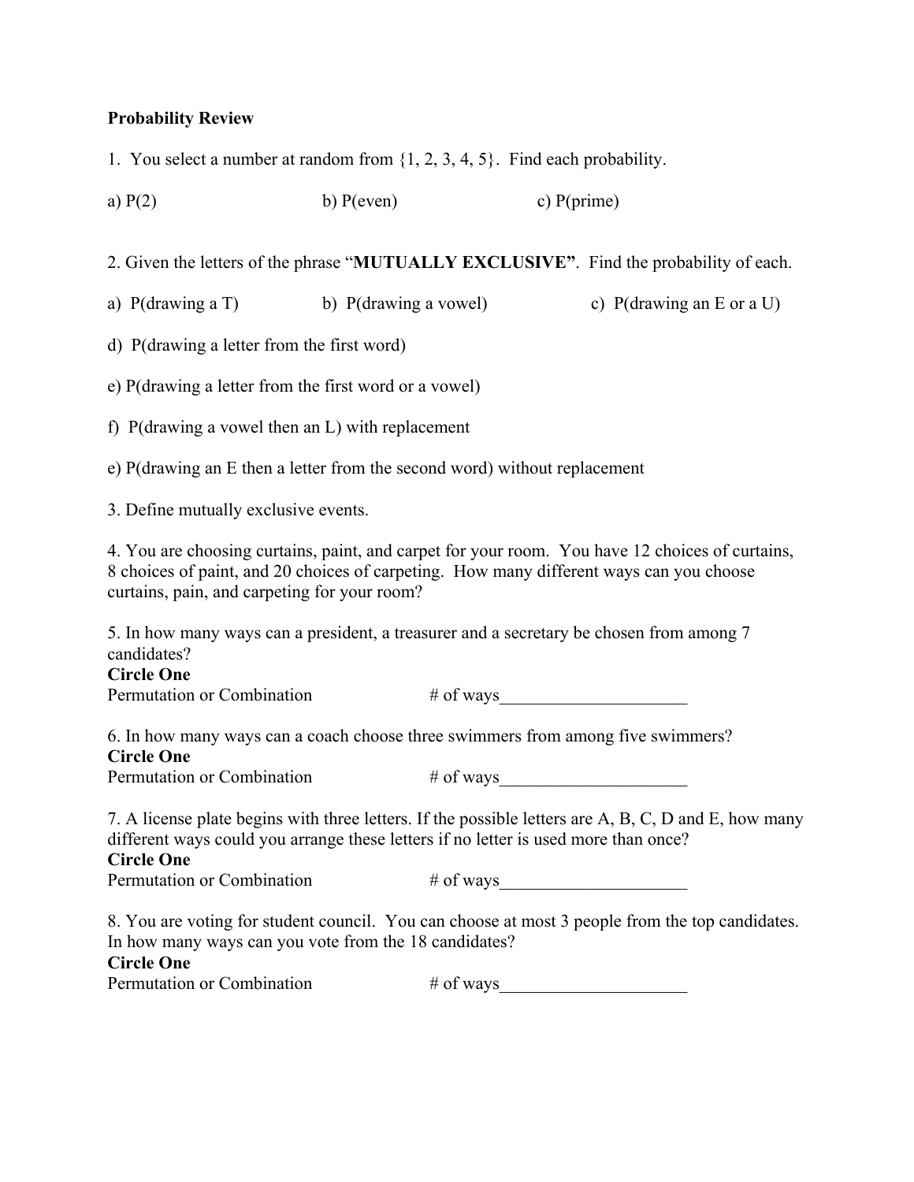**Probability Review**

1. You select a number at random from {1, 2, 3, 4, 5}. Find each probability.

a) P(2)  b) P(even)  c) P(prime)

2. Given the letters of the phrase "**MUTUALLY EXCLUSIVE**". Find the probability of each.

a) P(drawing a T)  b) P(drawing a vowel)  c) P(drawing an E or a U)

d) P(drawing a letter from the first word)

e) P(drawing a letter from the first word or a vowel)

f) P(drawing a vowel then an L) with replacement

e) P(drawing an E then a letter from the second word) without replacement

3. Define mutually exclusive events.

4. You are choosing curtains, paint, and carpet for your room. You have 12 choices of curtains, 8 choices of paint, and 20 choices of carpeting. How many different ways can you choose curtains, pain, and carpeting for your room?

5. In how many ways can a president, a treasurer and a secretary be chosen from among 7 candidates?

**Circle One**

Permutation or Combination  # of ways____________________

6. In how many ways can a coach choose three swimmers from among five swimmers?

**Circle One**

Permutation or Combination  # of ways____________________

7. A license plate begins with three letters. If the possible letters are A, B, C, D and E, how many different ways could you arrange these letters if no letter is used more than once?

**Circle One**

Permutation or Combination  # of ways____________________

8. You are voting for student council. You can choose at most 3 people from the top candidates. In how many ways can you vote from the 18 candidates?

**Circle One**

Permutation or Combination  # of ways____________________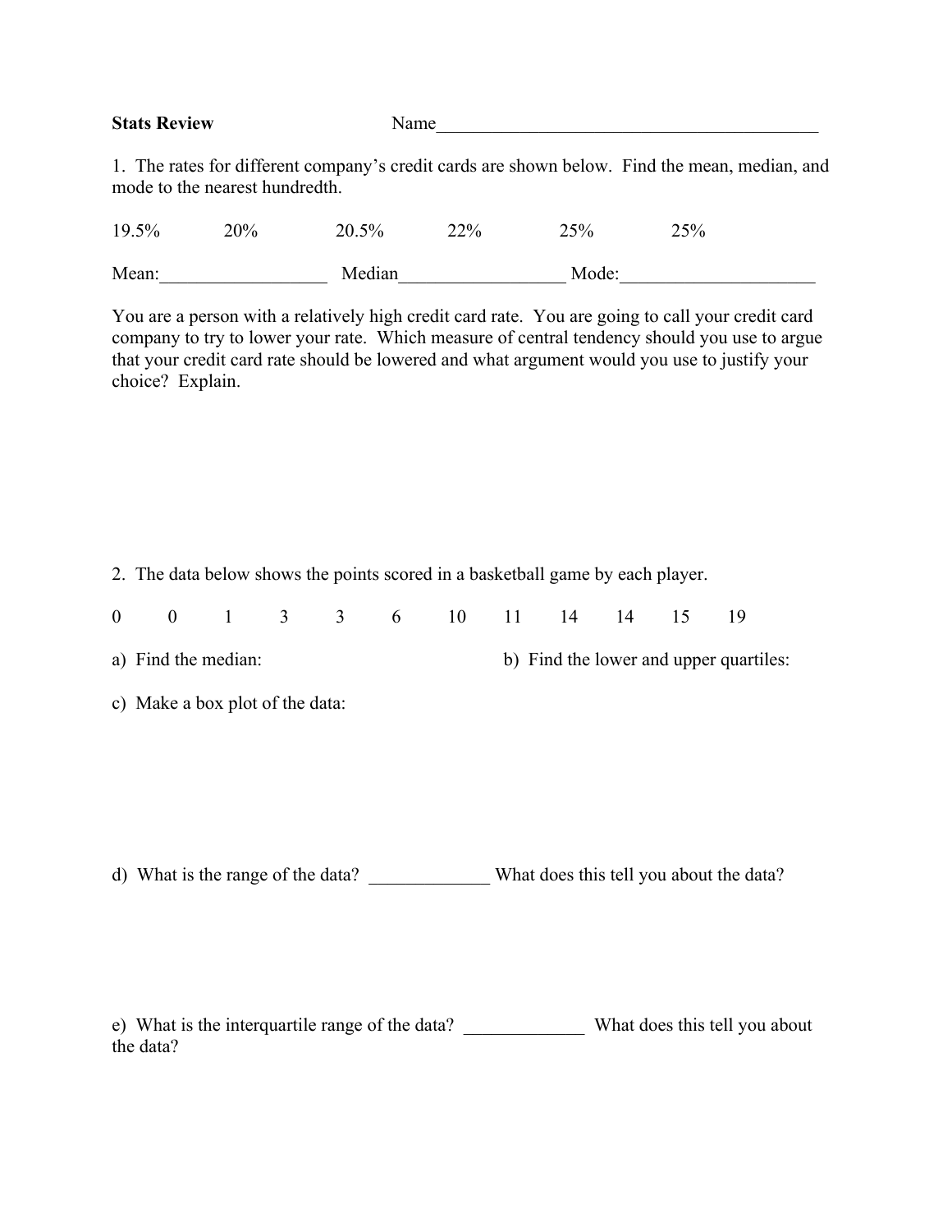**Stats Review** Name_____________________________________________

1. The rates for different company's credit cards are shown below. Find the mean, median, and mode to the nearest hundredth.

19.5% 20% 20.5% 22% 25% 25%

Mean:__________________ Median__________________ Mode:_____________________

You are a person with a relatively high credit card rate. You are going to call your credit card company to try to lower your rate. Which measure of central tendency should you use to argue that your credit card rate should be lowered and what argument would you use to justify your choice? Explain.

2. The data below shows the points scored in a basketball game by each player.

0 0 1 3 3 6 10 11 14 14 15 19

a) Find the median:

b) Find the lower and upper quartiles:

c) Make a box plot of the data:

d) What is the range of the data? _____________ What does this tell you about the data?

e) What is the interquartile range of the data? _____________ What does this tell you about the data?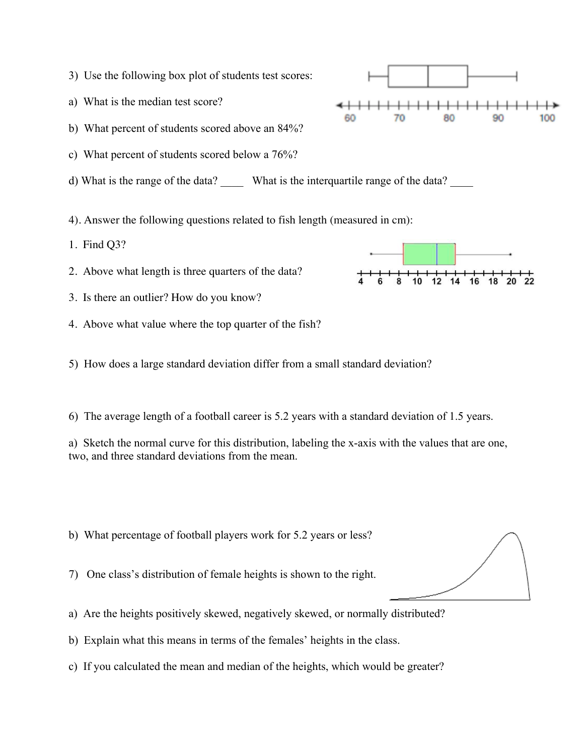3) Use the following box plot of students test scores:

a) What is the median test score?

b) What percent of students scored above an 84%?

c) What percent of students scored below a 76%?

d) What is the range of the data? ____ What is the interquartile range of the data? ____

4). Answer the following questions related to fish length (measured in cm):

1. Find Q3?
2. Above what length is three quarters of the data?
3. Is there an outlier? How do you know?
4. Above what value where the top quarter of the fish?

5) How does a large standard deviation differ from a small standard deviation?

6) The average length of a football career is 5.2 years with a standard deviation of 1.5 years.

a) Sketch the normal curve for this distribution, labeling the x-axis with the values that are one, two, and three standard deviations from the mean.

b) What percentage of football players work for 5.2 years or less?

7) One class's distribution of female heights is shown to the right.

a) Are the heights positively skewed, negatively skewed, or normally distributed?

b) Explain what this means in terms of the females' heights in the class.

c) If you calculated the mean and median of the heights, which would be greater?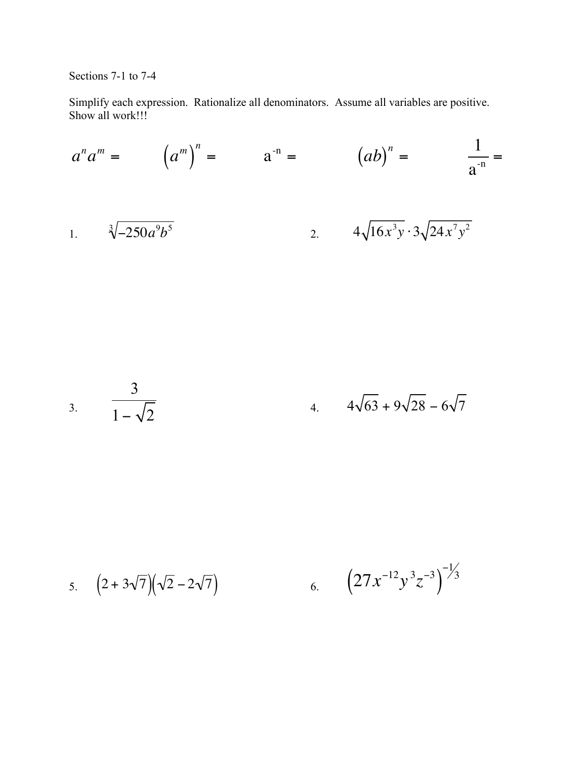Sections 7-1 to 7-4

Simplify each expression. Rationalize all denominators. Assume all variables are positive. Show all work!!!

$a^n a^m =$ $\qquad (a^m)^n =$ $\qquad a^{-n} =$ $\qquad (ab)^n =$ $\qquad \dfrac{1}{a^{-n}} =$

1. $\sqrt[3]{-250a^9b^5}$

2. $4\sqrt{16x^3y} \cdot 3\sqrt{24x^7y^2}$

3. $\dfrac{3}{1-\sqrt{2}}$

4. $4\sqrt{63} + 9\sqrt{28} - 6\sqrt{7}$

5. $(2+3\sqrt{7})(\sqrt{2}-2\sqrt{7})$

6. $\left(27x^{-12}y^3z^{-3}\right)^{-1/3}$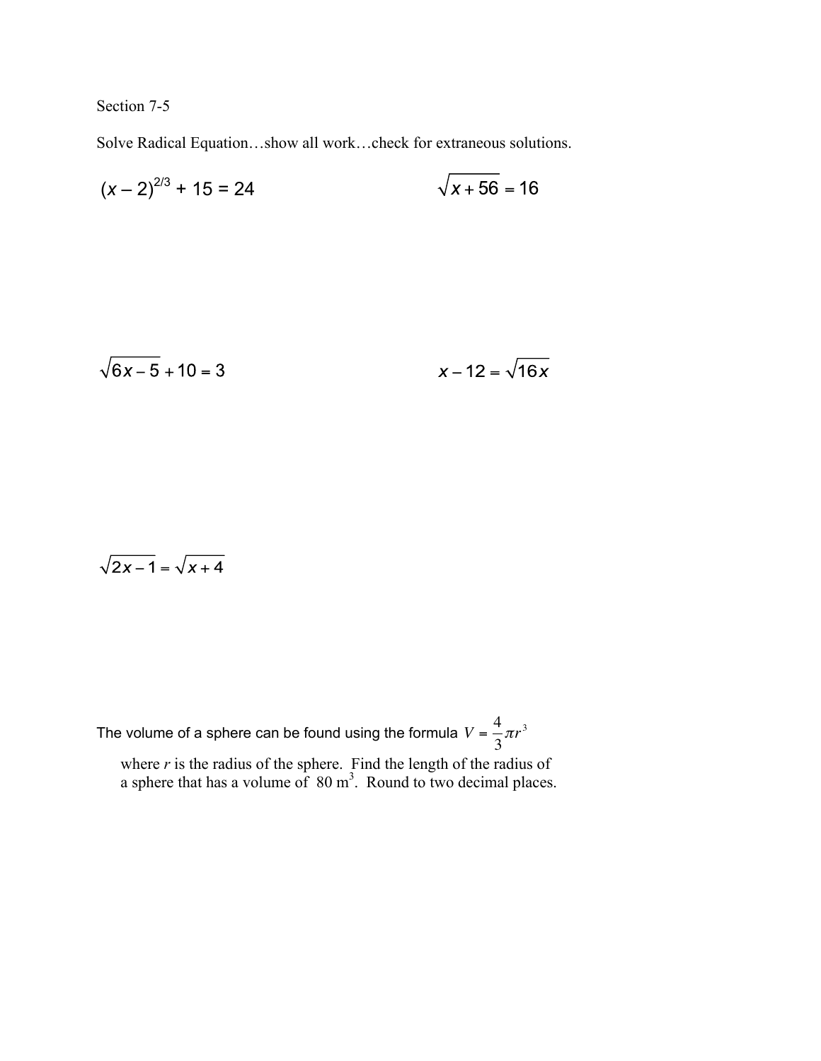Section 7-5

Solve Radical Equation…show all work…check for extraneous solutions.

$(x - 2)^{2/3} + 15 = 24$

$\sqrt{x + 56} = 16$

$\sqrt{6x - 5} + 10 = 3$

$x - 12 = \sqrt{16x}$

$\sqrt{2x - 1} = \sqrt{x + 4}$

The volume of a sphere can be found using the formula $V = \frac{4}{3}\pi r^3$ where $r$ is the radius of the sphere. Find the length of the radius of a sphere that has a volume of 80 $m^3$. Round to two decimal places.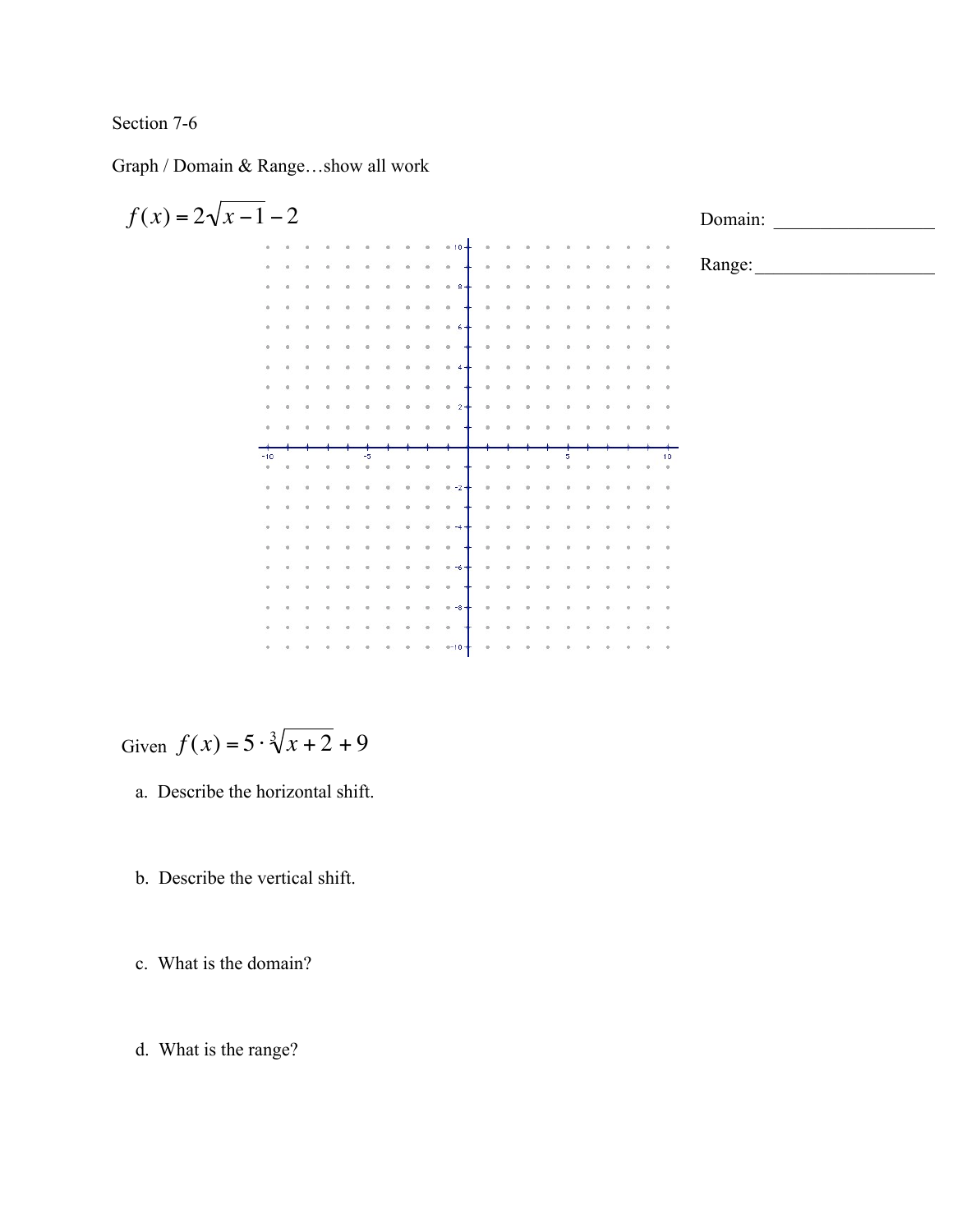Section 7-6

Graph / Domain & Range…show all work

$f(x) = 2\sqrt{x-1} - 2$

Domain: ________________

Range: ___________________

Given $f(x) = 5 \cdot \sqrt[3]{x+2} + 9$

a. Describe the horizontal shift.

b. Describe the vertical shift.

c. What is the domain?

d. What is the range?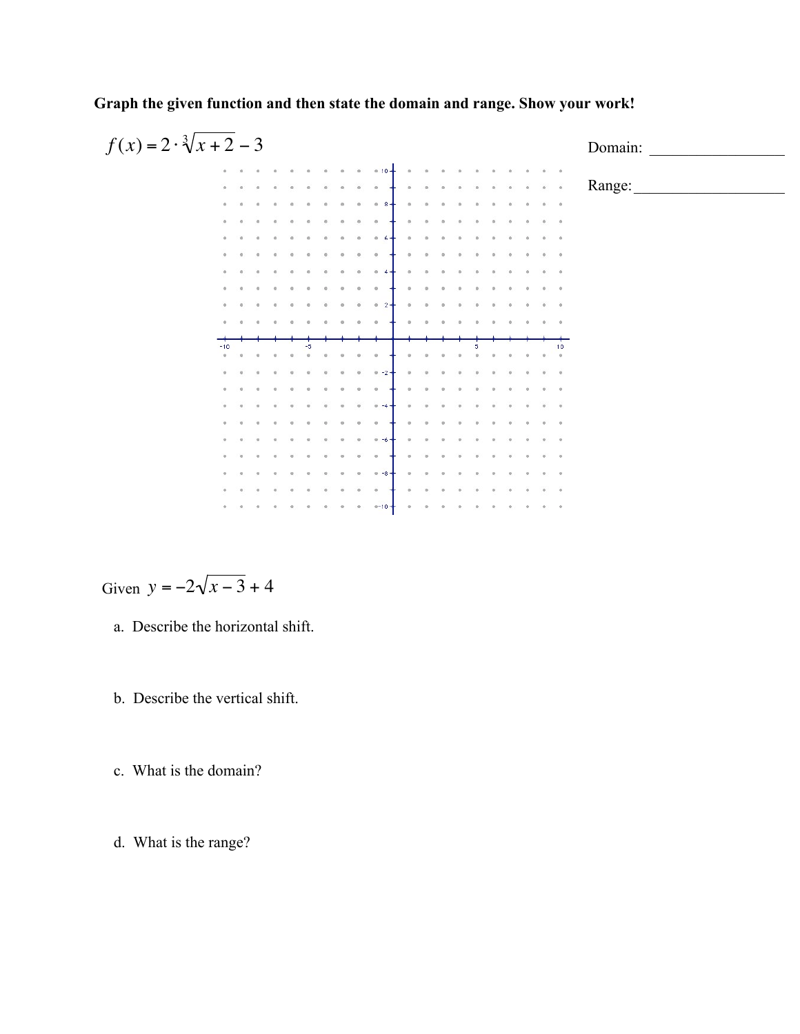**Graph the given function and then state the domain and range. Show your work!**

$f(x) = 2 \cdot \sqrt[3]{x+2} - 3$

Domain: __________________

Range: ____________________

10
8
6
4
2
-10
-5
5
10
-2
-4
-6
-8
-10

Given $y = -2\sqrt{x-3} + 4$

a. Describe the horizontal shift.

b. Describe the vertical shift.

c. What is the domain?

d. What is the range?